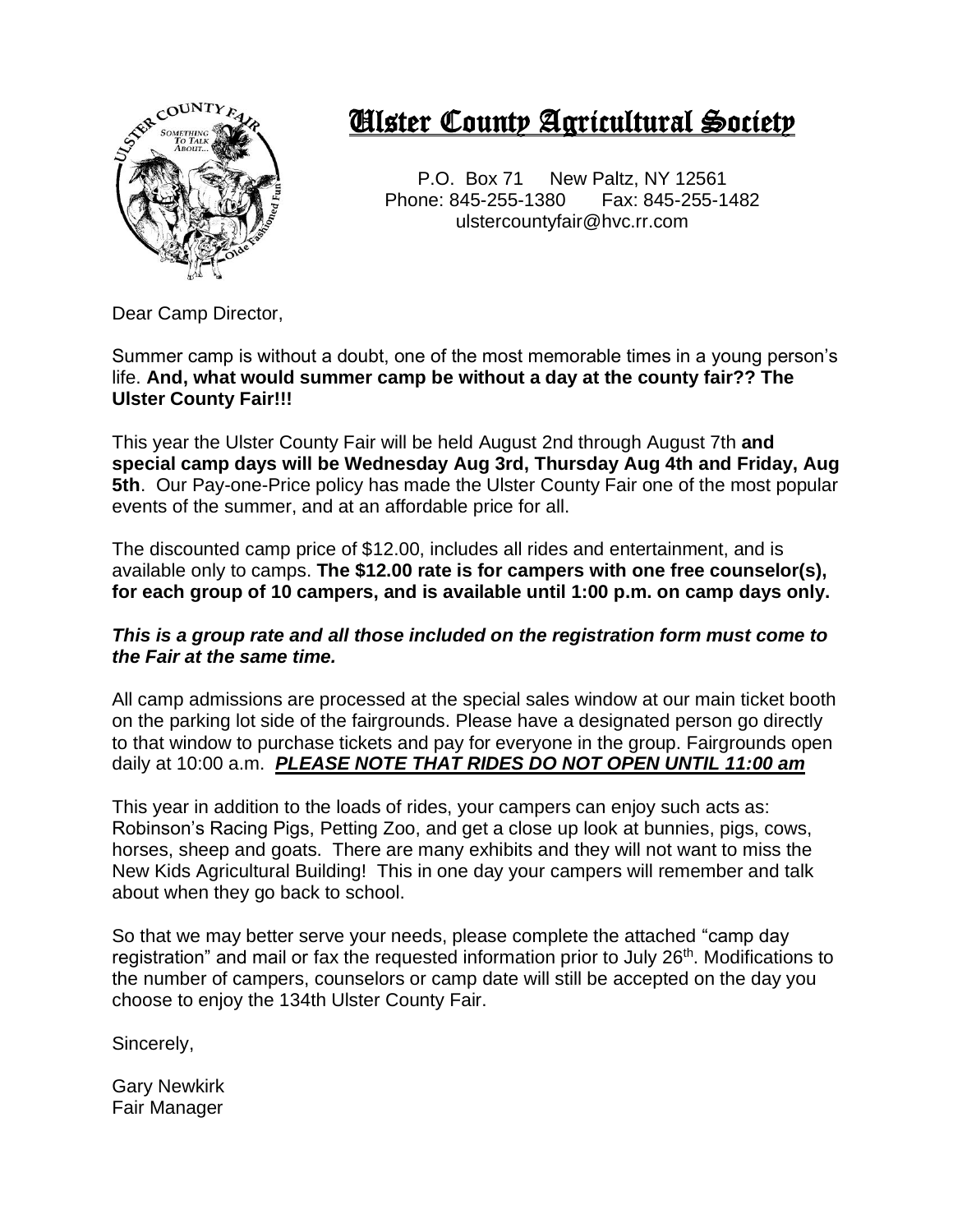# Ulster County Agricultural Society

P.O. Box 71 New Paltz, NY 12561
Phone: 845-255-1380 Fax: 845-255-1482
ulstercountyfair@hvc.rr.com

Dear Camp Director,

Summer camp is without a doubt, one of the most memorable times in a young person's life. **And, what would summer camp be without a day at the county fair?? The Ulster County Fair!!!**

This year the Ulster County Fair will be held August 2nd through August 7th **and special camp days will be Wednesday Aug 3rd, Thursday Aug 4th and Friday, Aug 5th**. Our Pay-one-Price policy has made the Ulster County Fair one of the most popular events of the summer, and at an affordable price for all.

The discounted camp price of $12.00, includes all rides and entertainment, and is available only to camps. **The $12.00 rate is for campers with one free counselor(s), for each group of 10 campers, and is available until 1:00 p.m. on camp days only.**

***This is a group rate and all those included on the registration form must come to the Fair at the same time.***

All camp admissions are processed at the special sales window at our main ticket booth on the parking lot side of the fairgrounds. Please have a designated person go directly to that window to purchase tickets and pay for everyone in the group. Fairgrounds open daily at 10:00 a.m. ***<u>PLEASE NOTE THAT RIDES DO NOT OPEN UNTIL 11:00 am</u>***

This year in addition to the loads of rides, your campers can enjoy such acts as: Robinson's Racing Pigs, Petting Zoo, and get a close up look at bunnies, pigs, cows, horses, sheep and goats. There are many exhibits and they will not want to miss the New Kids Agricultural Building! This in one day your campers will remember and talk about when they go back to school.

So that we may better serve your needs, please complete the attached "camp day registration" and mail or fax the requested information prior to July 26th. Modifications to the number of campers, counselors or camp date will still be accepted on the day you choose to enjoy the 134th Ulster County Fair.

Sincerely,

Gary Newkirk
Fair Manager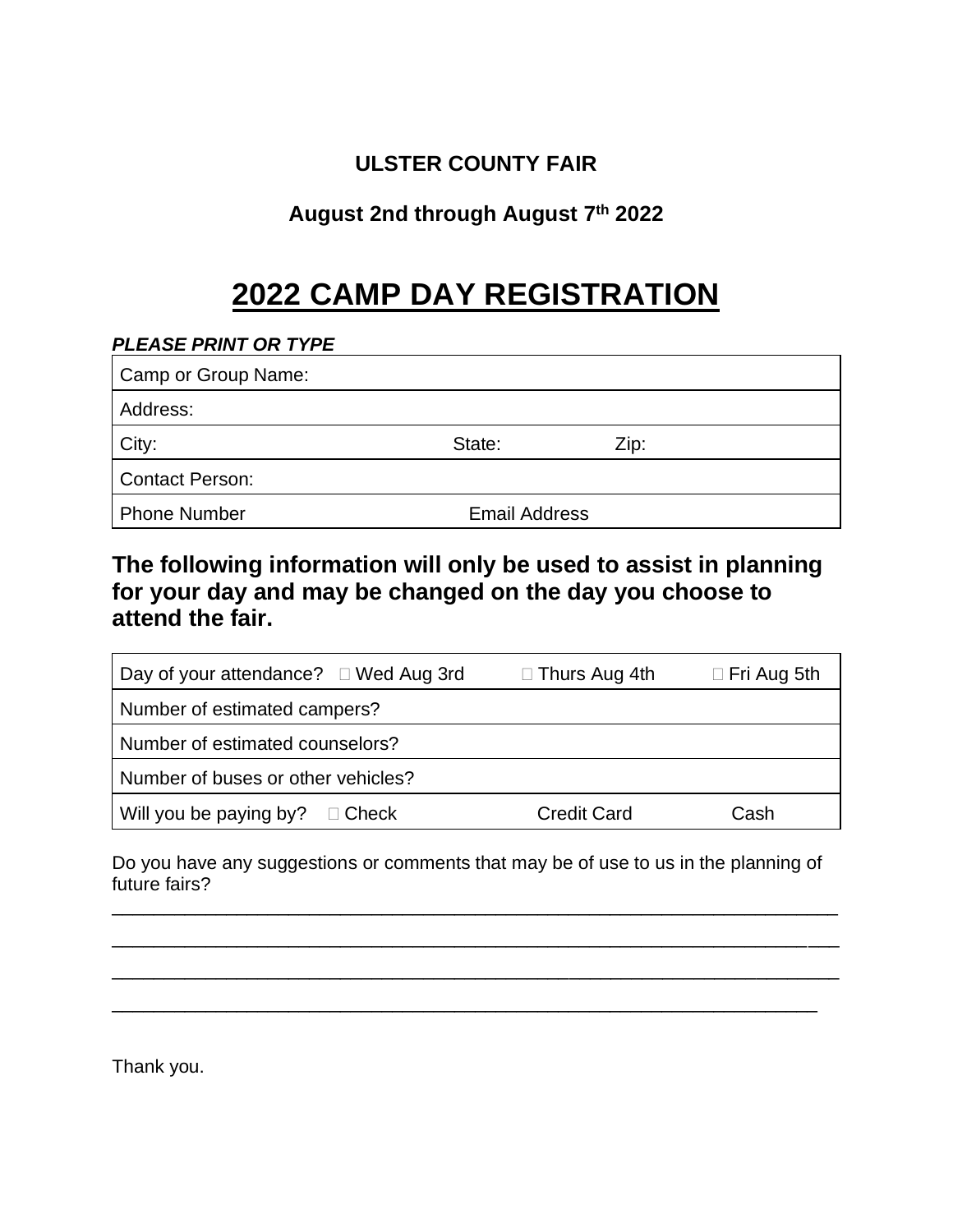**ULSTER COUNTY FAIR**

**August 2nd through August 7th 2022**

# 2022 CAMP DAY REGISTRATION

***PLEASE PRINT OR TYPE***

| | | |
|---|---|---|
| Camp or Group Name: | | |
| Address: | | |
| City: | State: | Zip: |
| Contact Person: | | |
| Phone Number | Email Address | |

## The following information will only be used to assist in planning for your day and may be changed on the day you choose to attend the fair.

| | | | |
|---|---|---|---|
| Day of your attendance? | ☐ Wed Aug 3rd | ☐ Thurs Aug 4th | ☐ Fri Aug 5th |
| Number of estimated campers? | | | |
| Number of estimated counselors? | | | |
| Number of buses or other vehicles? | | | |
| Will you be paying by? | ☐ Check | Credit Card | Cash |

Do you have any suggestions or comments that may be of use to us in the planning of future fairs?

_______________________________________________________________________

_______________________________________________________________________

_______________________________________________________________________

_____________________________________________________________________

Thank you.